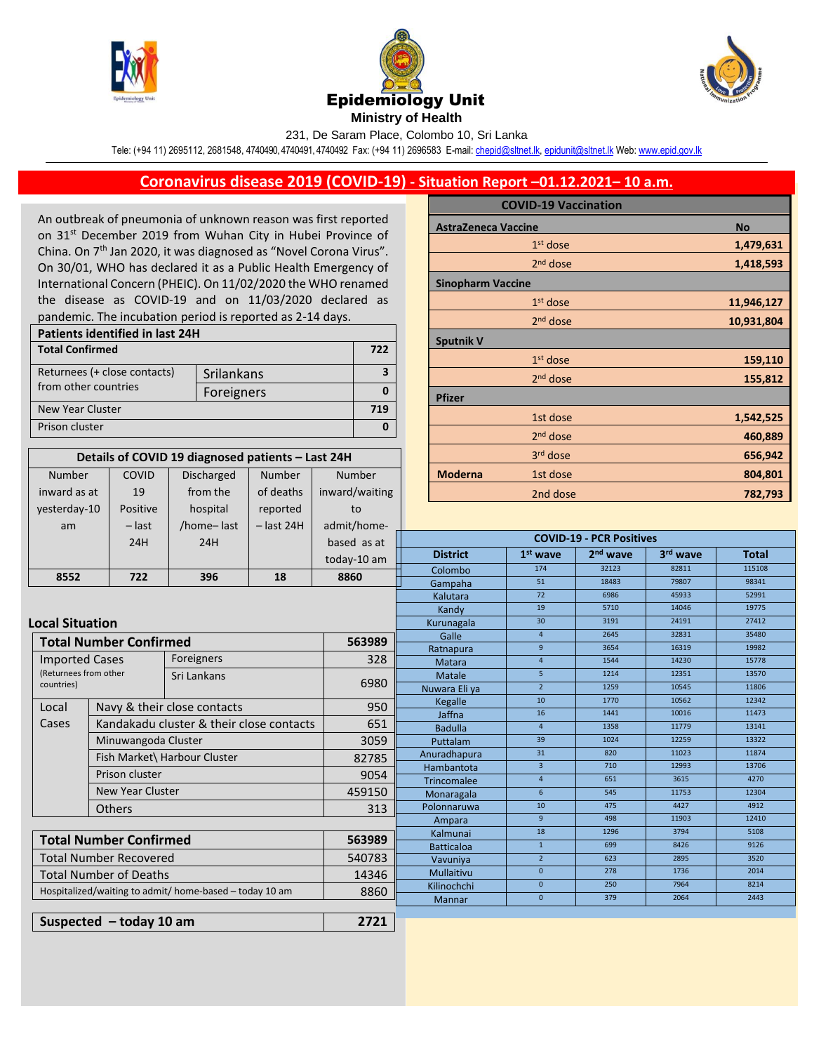# Epidemiology Unit

**Ministry of Health**

231, De Saram Place, Colombo 10, Sri Lanka

Tele: (+94 11) 2695112, 2681548, 4740490, 4740491, 4740492 Fax: (+94 11) 2696583 E-mail: chepid@sltnet.lk, epidunit@sltnet.lk Web: www.epid.gov.lk

## Coronavirus disease 2019 (COVID-19) - Situation Report –01.12.2021– 10 a.m.

An outbreak of pneumonia of unknown reason was first reported on 31st December 2019 from Wuhan City in Hubei Province of China. On 7th Jan 2020, it was diagnosed as "Novel Corona Virus". On 30/01, WHO has declared it as a Public Health Emergency of International Concern (PHEIC). On 11/02/2020 the WHO renamed the disease as COVID-19 and on 11/03/2020 declared as pandemic. The incubation period is reported as 2-14 days.

| **Patients identified in last 24H** | | |
|---|---|---|
| **Total Confirmed** | | **722** |
| Returnees (+ close contacts) from other countries | Srilankans | 3 |
| | Foreigners | 0 |
| New Year Cluster | | 719 |
| Prison cluster | | 0 |

| **Details of COVID 19 diagnosed patients – Last 24H** | | | | |
|---|---|---|---|---|
| Number inward as at yesterday-10 am | COVID 19 Positive – last 24H | Discharged from the hospital /home– last 24H | Number of deaths reported – last 24H | Number inward/waiting to admit/home-based as at today-10 am |
| **8552** | **722** | **396** | **18** | **8860** |

### Local Situation

| **Total Number Confirmed** | | **563989** |
|---|---|---|
| Imported Cases (Returnees from other countries) | Foreigners | 328 |
| | Sri Lankans | 6980 |
| Local Cases | Navy & their close contacts | 950 |
| | Kandakadu cluster & their close contacts | 651 |
| | Minuwangoda Cluster | 3059 |
| | Fish Market\ Harbour Cluster | 82785 |
| | Prison cluster | 9054 |
| | New Year Cluster | 459150 |
| | Others | 313 |

| **Total Number Confirmed** | **563989** |
|---|---|
| Total Number Recovered | 540783 |
| Total Number of Deaths | 14346 |
| Hospitalized/waiting to admit/ home-based – today 10 am | 8860 |

| **Suspected – today 10 am** | **2721** |
|---|---|

| **COVID-19 Vaccination** | | |
|---|---|---|
| **AstraZeneca Vaccine** | | **No** |
| | 1st dose | **1,479,631** |
| | 2nd dose | **1,418,593** |
| **Sinopharm Vaccine** | | |
| | 1st dose | **11,946,127** |
| | 2nd dose | **10,931,804** |
| **Sputnik V** | | |
| | 1st dose | **159,110** |
| | 2nd dose | **155,812** |
| **Pfizer** | | |
| | 1st dose | **1,542,525** |
| | 2nd dose | **460,889** |
| | 3rd dose | **656,942** |
| **Moderna** | 1st dose | **804,801** |
| | 2nd dose | **782,793** |

| **COVID-19 - PCR Positives** | | | | |
|---|---|---|---|---|
| **District** | **1st wave** | **2nd wave** | **3rd wave** | **Total** |
| Colombo | 174 | 32123 | 82811 | 115108 |
| Gampaha | 51 | 18483 | 79807 | 98341 |
| Kalutara | 72 | 6986 | 45933 | 52991 |
| Kandy | 19 | 5710 | 14046 | 19775 |
| Kurunagala | 30 | 3191 | 24191 | 27412 |
| Galle | 4 | 2645 | 32831 | 35480 |
| Ratnapura | 9 | 3654 | 16319 | 19982 |
| Matara | 4 | 1544 | 14230 | 15778 |
| Matale | 5 | 1214 | 12351 | 13570 |
| Nuwara Eli ya | 2 | 1259 | 10545 | 11806 |
| Kegalle | 10 | 1770 | 10562 | 12342 |
| Jaffna | 16 | 1441 | 10016 | 11473 |
| Badulla | 4 | 1358 | 11779 | 13141 |
| Puttalam | 39 | 1024 | 12259 | 13322 |
| Anuradhapura | 31 | 820 | 11023 | 11874 |
| Hambantota | 3 | 710 | 12993 | 13706 |
| Trincomalee | 4 | 651 | 3615 | 4270 |
| Monaragala | 6 | 545 | 11753 | 12304 |
| Polonnaruwa | 10 | 475 | 4427 | 4912 |
| Ampara | 9 | 498 | 11903 | 12410 |
| Kalmunai | 18 | 1296 | 3794 | 5108 |
| Batticaloa | 1 | 699 | 8426 | 9126 |
| Vavuniya | 2 | 623 | 2895 | 3520 |
| Mullaitivu | 0 | 278 | 1736 | 2014 |
| Kilinochchi | 0 | 250 | 7964 | 8214 |
| Mannar | 0 | 379 | 2064 | 2443 |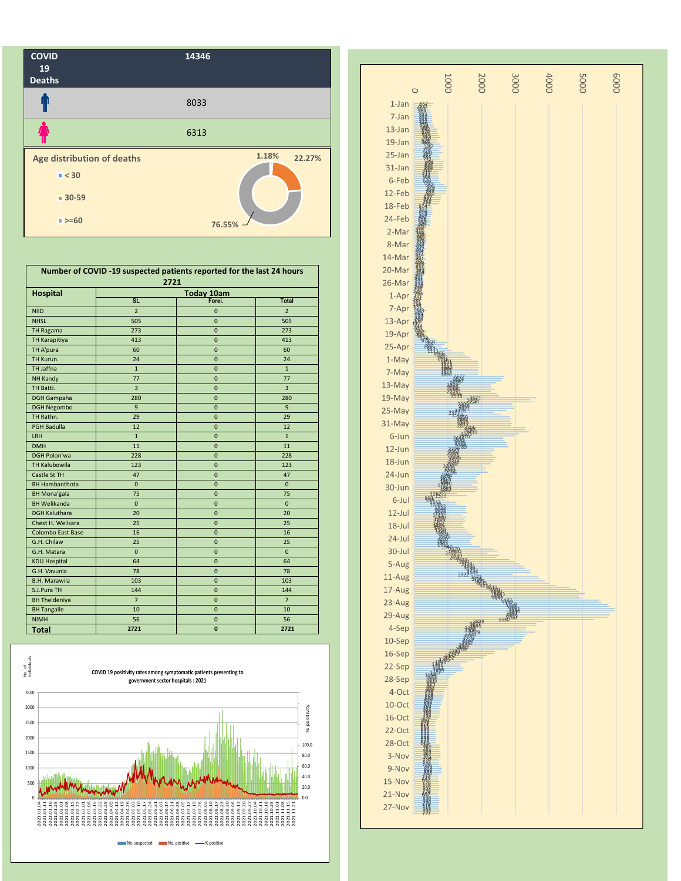| COVID 19 Deaths | 14346 |
| --- | --- |
| (male) | 8033 |
| (female) | 6313 |

**Age distribution of deaths**

- < 30
- 30-59
- >=60

1.18%
22.27%
76.55%

| Hospital | Today 10am | | |
| --- | --- | --- | --- |
| | SL | Forei. | Total |
| NIID | 2 | 0 | 2 |
| NHSL | 505 | 0 | 505 |
| TH Ragama | 273 | 0 | 273 |
| TH Karapitiya | 413 | 0 | 413 |
| TH A'pura | 60 | 0 | 60 |
| TH Kurun. | 24 | 0 | 24 |
| TH Jaffna | 1 | 0 | 1 |
| NH Kandy | 77 | 0 | 77 |
| TH Batti. | 3 | 0 | 3 |
| DGH Gampaha | 280 | 0 | 280 |
| DGH Negombo | 9 | 0 | 9 |
| TH Rathn. | 29 | 0 | 29 |
| PGH Badulla | 12 | 0 | 12 |
| LRH | 1 | 0 | 1 |
| DMH | 11 | 0 | 11 |
| DGH Polon'wa | 228 | 0 | 228 |
| TH Kalubowila | 123 | 0 | 123 |
| Castle St TH | 47 | 0 | 47 |
| BH Hambanthota | 0 | 0 | 0 |
| BH Mona'gala | 75 | 0 | 75 |
| BH Welikanda | 0 | 0 | 0 |
| DGH Kaluthara | 20 | 0 | 20 |
| Chest H. Welisara | 25 | 0 | 25 |
| Colombo East Base | 16 | 0 | 16 |
| G.H. Chilaw | 25 | 0 | 25 |
| G.H. Matara | 0 | 0 | 0 |
| KDU Hospital | 64 | 0 | 64 |
| G.H. Vavunia | 78 | 0 | 78 |
| B.H. Marawila | 103 | 0 | 103 |
| S.J.Pura TH | 144 | 0 | 144 |
| BH Theldeniya | 7 | 0 | 7 |
| BH Tangalle | 10 | 0 | 10 |
| NIMH | 56 | 0 | 56 |
| **Total** | **2721** | **0** | **2721** |

Number of COVID -19 suspected patients reported for the last 24 hours 2721

COVID 19 positivity rates among symptomatic patients presenting to government sector hospitals : 2021

No. of individuals

% positivity

No. suspected
No. positive
% positive